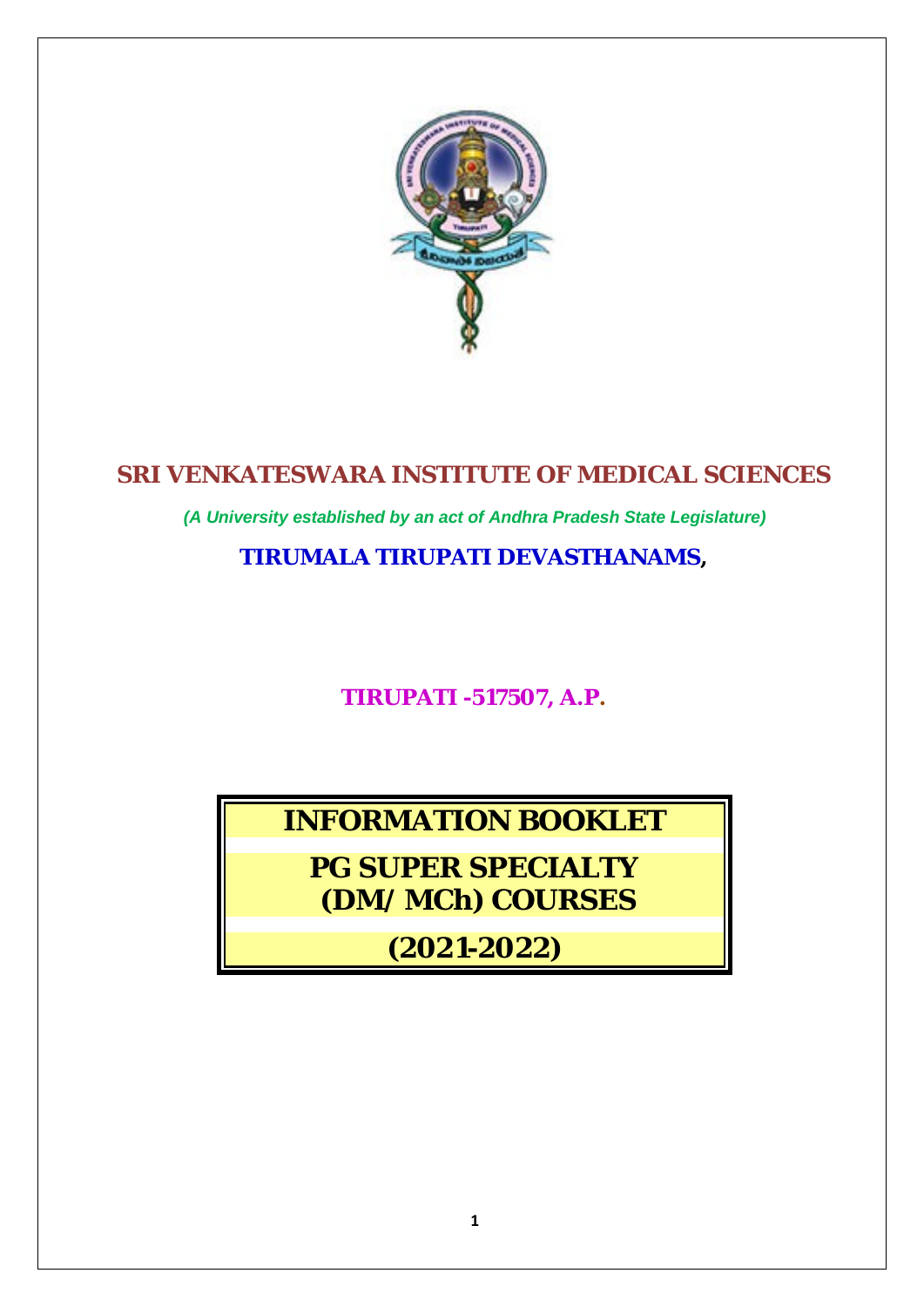# SRI VENKATESWARA INSTITUTE OF MEDICAL SCIENCES

*(A University established by an act of Andhra Pradesh State Legislature)*

## TIRUMALA TIRUPATI DEVASTHANAMS,

## TIRUPATI -517507, A.P.

# INFORMATION BOOKLET

# PG SUPER SPECIALTY (DM/ MCh) COURSES

# (2021-2022)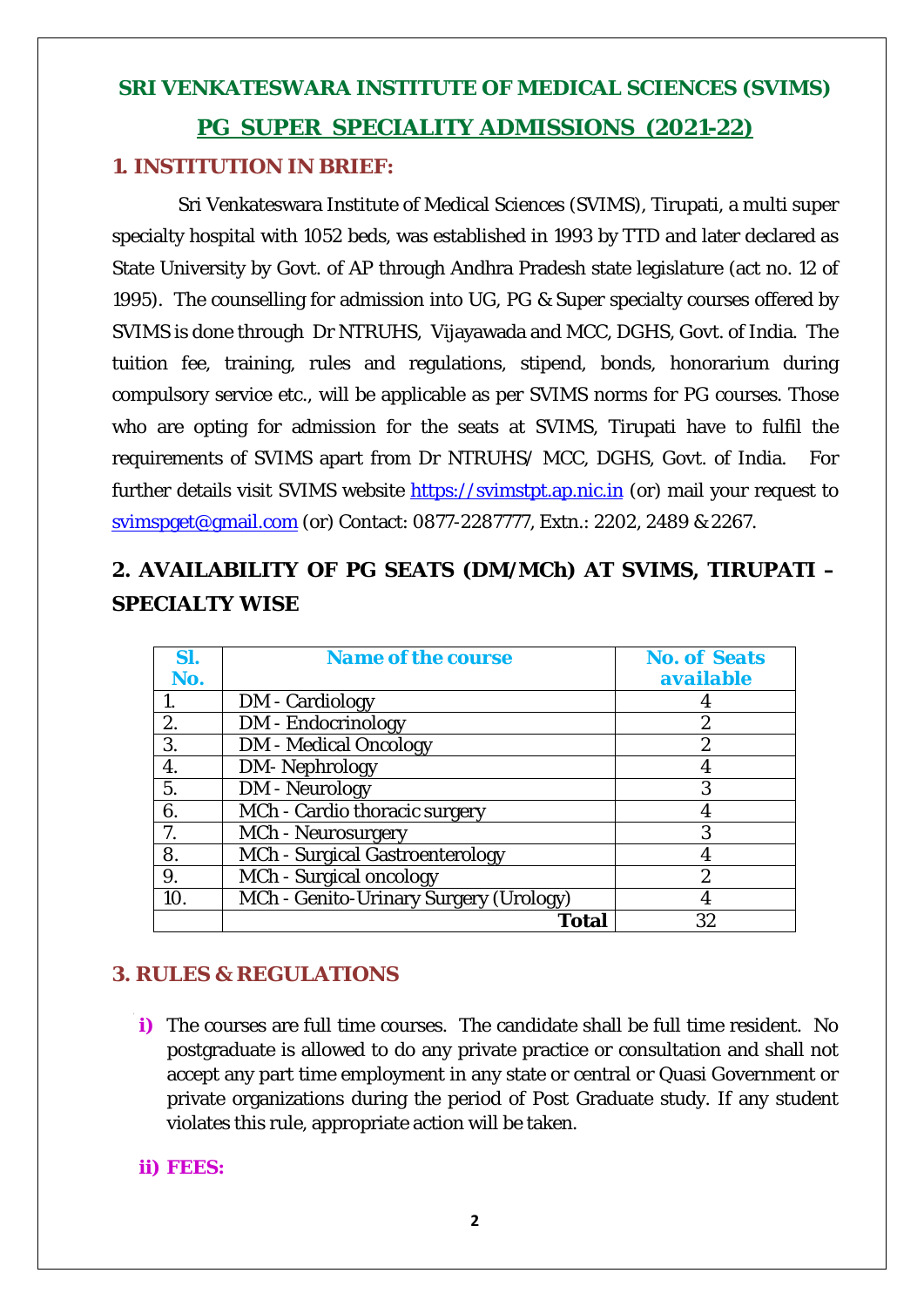# SRI VENKATESWARA INSTITUTE OF MEDICAL SCIENCES (SVIMS)

## PG SUPER SPECIALITY ADMISSIONS (2021-22)

## 1. INSTITUTION IN BRIEF:

Sri Venkateswara Institute of Medical Sciences (SVIMS), Tirupati, a multi super specialty hospital with 1052 beds, was established in 1993 by TTD and later declared as State University by Govt. of AP through Andhra Pradesh state legislature (act no. 12 of 1995). The counselling for admission into UG, PG & Super specialty courses offered by SVIMS is done through Dr NTRUHS, Vijayawada and MCC, DGHS, Govt. of India. The tuition fee, training, rules and regulations, stipend, bonds, honorarium during compulsory service etc., will be applicable as per SVIMS norms for PG courses. Those who are opting for admission for the seats at SVIMS, Tirupati have to fulfil the requirements of SVIMS apart from Dr NTRUHS/ MCC, DGHS, Govt. of India. For further details visit SVIMS website https://svimstpt.ap.nic.in (or) mail your request to svimspget@gmail.com (or) Contact: 0877-2287777, Extn.: 2202, 2489 & 2267.

## 2. AVAILABILITY OF PG SEATS (DM/MCh) AT SVIMS, TIRUPATI – SPECIALTY WISE

| Sl. No. | Name of the course | No. of Seats available |
|---|---|---|
| 1. | DM - Cardiology | 4 |
| 2. | DM - Endocrinology | 2 |
| 3. | DM - Medical Oncology | 2 |
| 4. | DM- Nephrology | 4 |
| 5. | DM - Neurology | 3 |
| 6. | MCh - Cardio thoracic surgery | 4 |
| 7. | MCh - Neurosurgery | 3 |
| 8. | MCh - Surgical Gastroenterology | 4 |
| 9. | MCh - Surgical oncology | 2 |
| 10. | MCh - Genito-Urinary Surgery (Urology) | 4 |
| | **Total** | 32 |

## 3. RULES & REGULATIONS

**i)** The courses are full time courses. The candidate shall be full time resident. No postgraduate is allowed to do any private practice or consultation and shall not accept any part time employment in any state or central or Quasi Government or private organizations during the period of Post Graduate study. If any student violates this rule, appropriate action will be taken.

**ii) FEES:**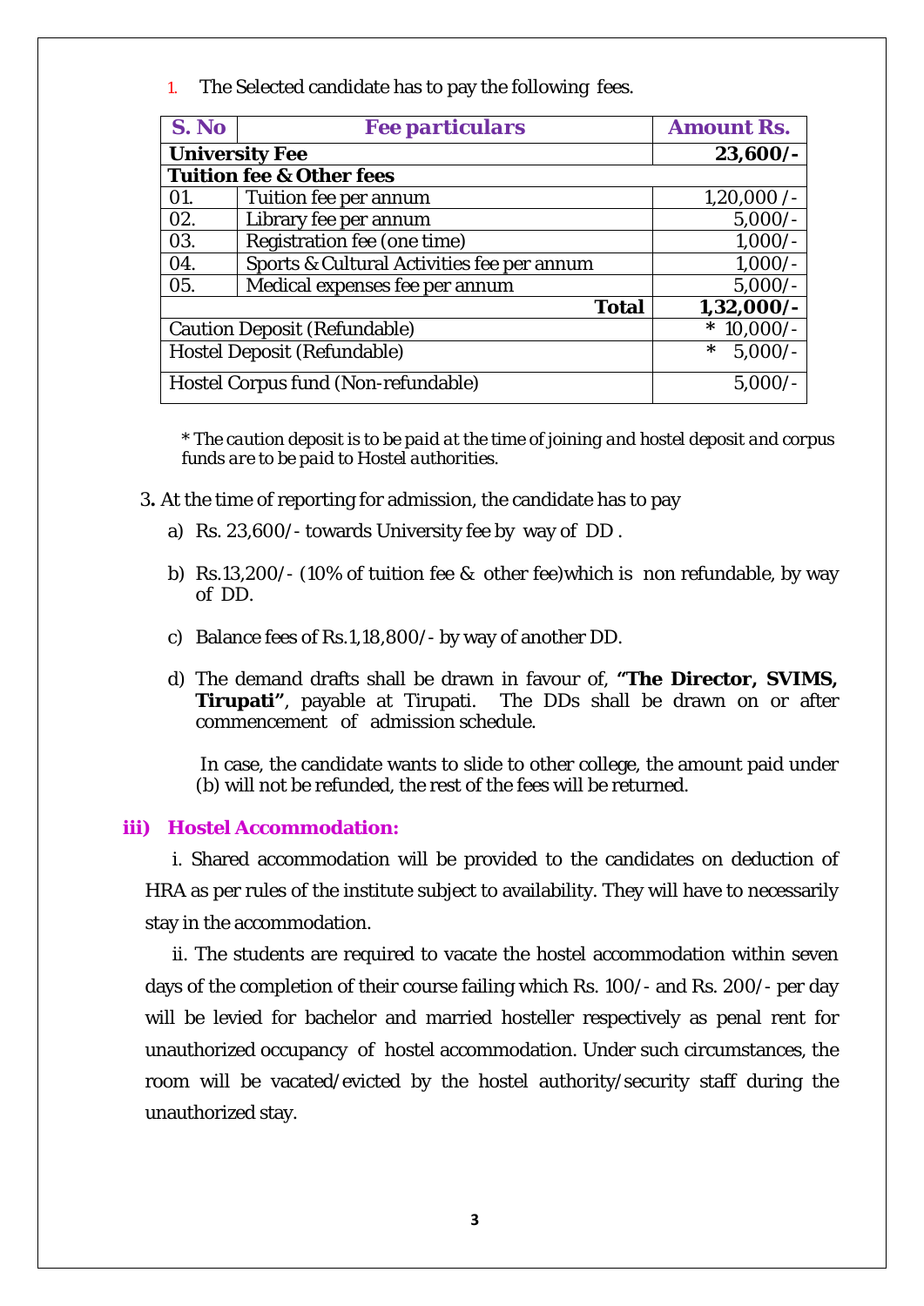1. The Selected candidate has to pay the following fees.

| S. No | Fee particulars | Amount Rs. |
|---|---|---|
| **University Fee** | | **23,600/-** |
| **Tuition fee & Other fees** | | |
| 01. | Tuition fee per annum | 1,20,000 /- |
| 02. | Library fee per annum | 5,000/- |
| 03. | Registration fee (one time) | 1,000/- |
| 04. | Sports & Cultural Activities fee per annum | 1,000/- |
| 05. | Medical expenses fee per annum | 5,000/- |
| | **Total** | **1,32,000/-** |
| Caution Deposit (Refundable) | | * 10,000/- |
| Hostel Deposit (Refundable) | | * 5,000/- |
| Hostel Corpus fund (Non-refundable) | | 5,000/- |

*\* The caution deposit is to be paid at the time of joining and hostel deposit and corpus funds are to be paid to Hostel authorities.*

3**.** At the time of reporting for admission, the candidate has to pay

a) Rs. 23,600/- towards University fee by way of DD .

b) Rs.13,200/- (10% of tuition fee & other fee)which is non refundable, by way of DD.

c) Balance fees of Rs.1,18,800/- by way of another DD.

d) The demand drafts shall be drawn in favour of, **"The Director, SVIMS, Tirupati"**, payable at Tirupati. The DDs shall be drawn on or after commencement of admission schedule.

In case, the candidate wants to slide to other college, the amount paid under (b) will not be refunded, the rest of the fees will be returned.

### iii) Hostel Accommodation:

i. Shared accommodation will be provided to the candidates on deduction of HRA as per rules of the institute subject to availability. They will have to necessarily stay in the accommodation.

ii. The students are required to vacate the hostel accommodation within seven days of the completion of their course failing which Rs. 100/- and Rs. 200/- per day will be levied for bachelor and married hosteller respectively as penal rent for unauthorized occupancy of hostel accommodation. Under such circumstances, the room will be vacated/evicted by the hostel authority/security staff during the unauthorized stay.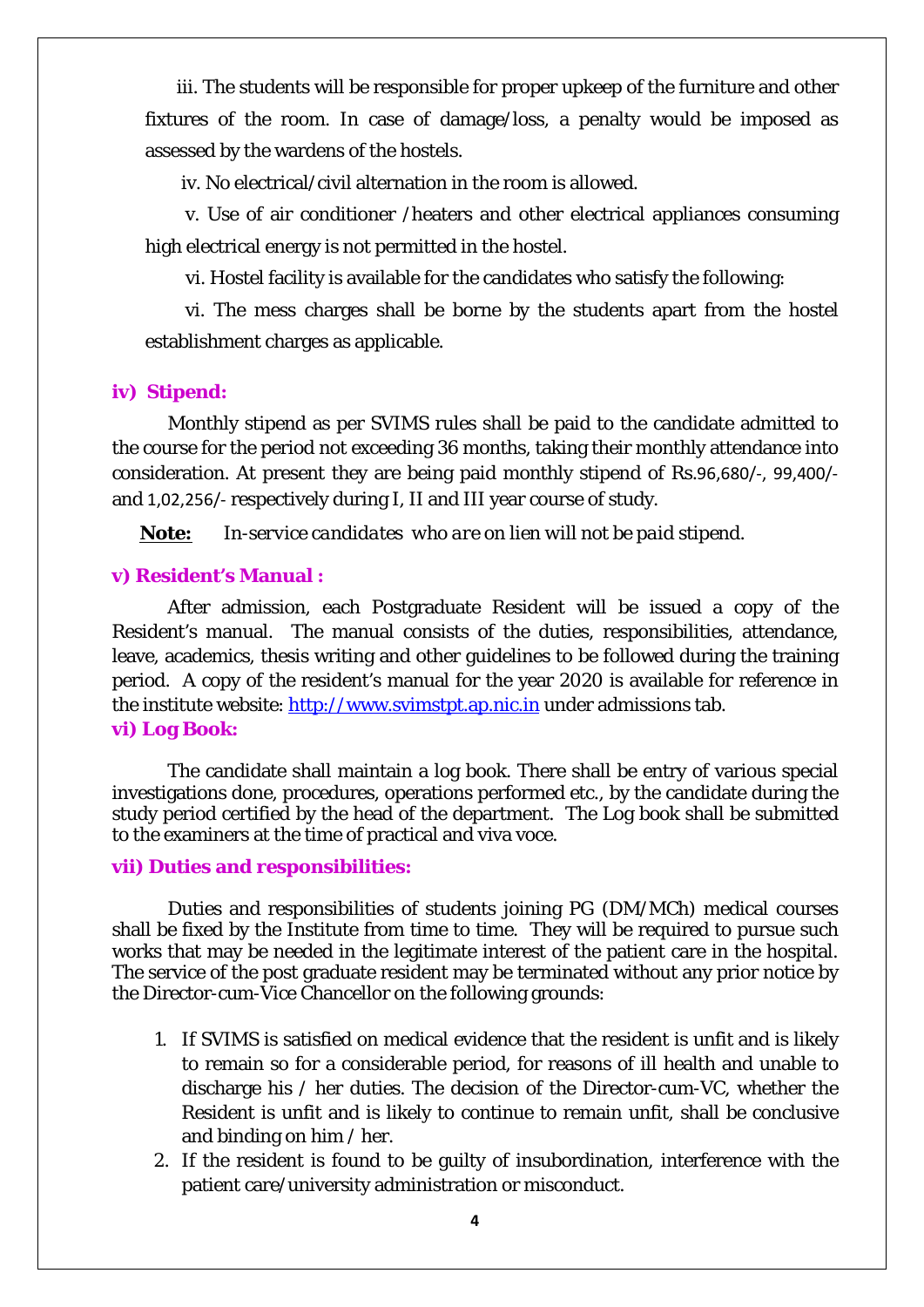iii. The students will be responsible for proper upkeep of the furniture and other fixtures of the room. In case of damage/loss, a penalty would be imposed as assessed by the wardens of the hostels.

iv. No electrical/civil alternation in the room is allowed.

v. Use of air conditioner /heaters and other electrical appliances consuming high electrical energy is not permitted in the hostel.

vi. Hostel facility is available for the candidates who satisfy the following:

vi. The mess charges shall be borne by the students apart from the hostel establishment charges as applicable.

**iv) Stipend:**

Monthly stipend as per SVIMS rules shall be paid to the candidate admitted to the course for the period not exceeding 36 months, taking their monthly attendance into consideration. At present they are being paid monthly stipend of Rs.96,680/-, 99,400/- and 1,02,256/- respectively during I, II and III year course of study.

**Note:** *In-service candidates who are on lien will not be paid stipend.*

**v) Resident's Manual :**

After admission, each Postgraduate Resident will be issued a copy of the Resident's manual. The manual consists of the duties, responsibilities, attendance, leave, academics, thesis writing and other guidelines to be followed during the training period. A copy of the resident's manual for the year 2020 is available for reference in the institute website: http://www.svimstpt.ap.nic.in under admissions tab.

**vi) Log Book:**

The candidate shall maintain a log book. There shall be entry of various special investigations done, procedures, operations performed etc., by the candidate during the study period certified by the head of the department. The Log book shall be submitted to the examiners at the time of practical and viva voce.

**vii) Duties and responsibilities:**

Duties and responsibilities of students joining PG (DM/MCh) medical courses shall be fixed by the Institute from time to time. They will be required to pursue such works that may be needed in the legitimate interest of the patient care in the hospital. The service of the post graduate resident may be terminated without any prior notice by the Director-cum-Vice Chancellor on the following grounds:

1. If SVIMS is satisfied on medical evidence that the resident is unfit and is likely to remain so for a considerable period, for reasons of ill health and unable to discharge his / her duties. The decision of the Director-cum-VC, whether the Resident is unfit and is likely to continue to remain unfit, shall be conclusive and binding on him / her.
2. If the resident is found to be guilty of insubordination, interference with the patient care/university administration or misconduct.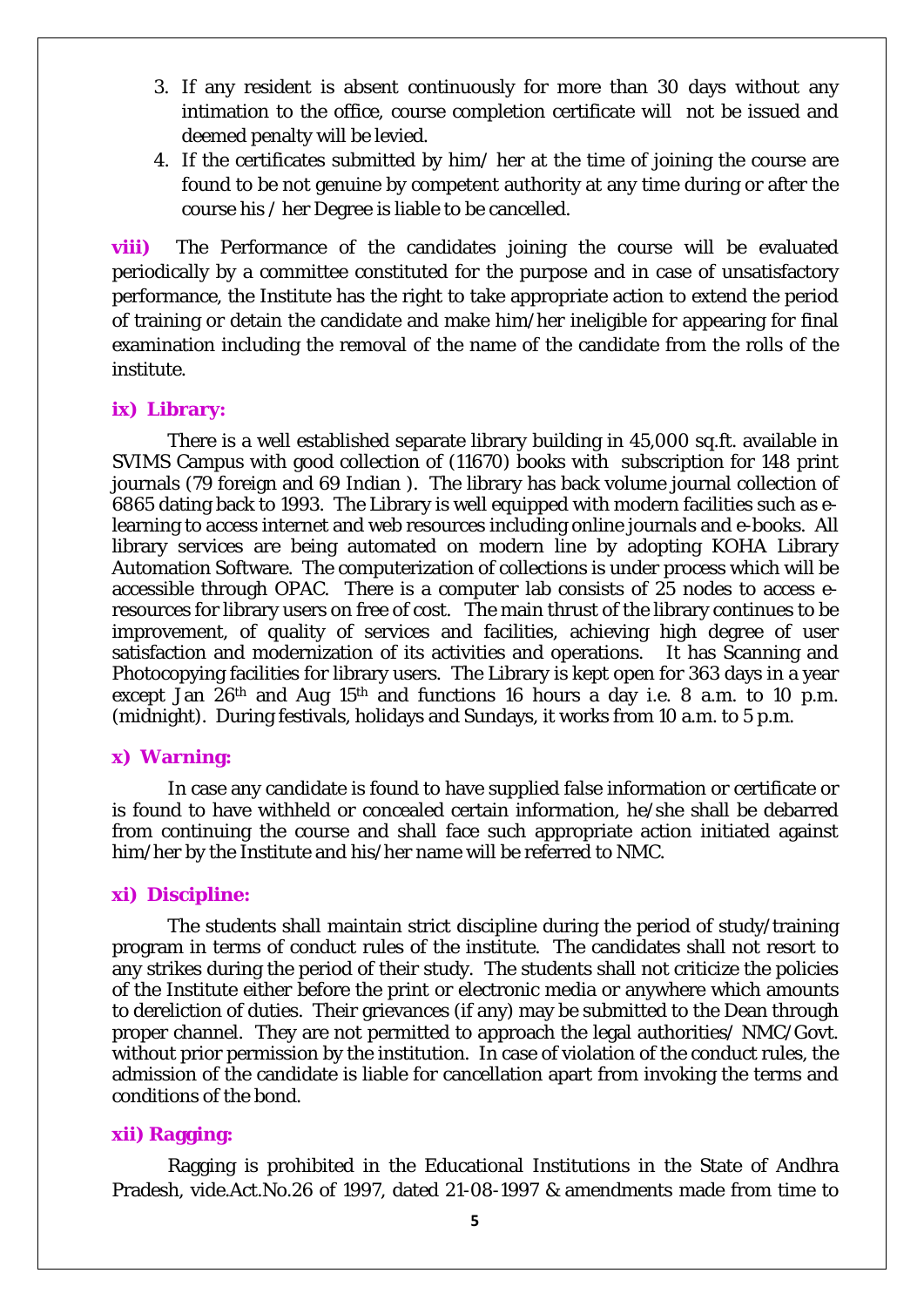3. If any resident is absent continuously for more than 30 days without any intimation to the office, course completion certificate will not be issued and deemed penalty will be levied.
4. If the certificates submitted by him/ her at the time of joining the course are found to be not genuine by competent authority at any time during or after the course his / her Degree is liable to be cancelled.

**viii)** The Performance of the candidates joining the course will be evaluated periodically by a committee constituted for the purpose and in case of unsatisfactory performance, the Institute has the right to take appropriate action to extend the period of training or detain the candidate and make him/her ineligible for appearing for final examination including the removal of the name of the candidate from the rolls of the institute.

**ix) Library:**

There is a well established separate library building in 45,000 sq.ft. available in SVIMS Campus with good collection of (11670) books with subscription for 148 print journals (79 foreign and 69 Indian ). The library has back volume journal collection of 6865 dating back to 1993. The Library is well equipped with modern facilities such as e-learning to access internet and web resources including online journals and e-books. All library services are being automated on modern line by adopting KOHA Library Automation Software. The computerization of collections is under process which will be accessible through OPAC. There is a computer lab consists of 25 nodes to access e-resources for library users on free of cost. The main thrust of the library continues to be improvement, of quality of services and facilities, achieving high degree of user satisfaction and modernization of its activities and operations. It has Scanning and Photocopying facilities for library users. The Library is kept open for 363 days in a year except Jan 26th and Aug 15th and functions 16 hours a day i.e. 8 a.m. to 10 p.m. (midnight). During festivals, holidays and Sundays, it works from 10 a.m. to 5 p.m.

**x) Warning:**

In case any candidate is found to have supplied false information or certificate or is found to have withheld or concealed certain information, he/she shall be debarred from continuing the course and shall face such appropriate action initiated against him/her by the Institute and his/her name will be referred to NMC.

**xi) Discipline:**

The students shall maintain strict discipline during the period of study/training program in terms of conduct rules of the institute. The candidates shall not resort to any strikes during the period of their study. The students shall not criticize the policies of the Institute either before the print or electronic media or anywhere which amounts to dereliction of duties. Their grievances (if any) may be submitted to the Dean through proper channel. They are not permitted to approach the legal authorities/ NMC/Govt. without prior permission by the institution. In case of violation of the conduct rules, the admission of the candidate is liable for cancellation apart from invoking the terms and conditions of the bond.

**xii) Ragging:**

Ragging is prohibited in the Educational Institutions in the State of Andhra Pradesh, vide.Act.No.26 of 1997, dated 21-08-1997 & amendments made from time to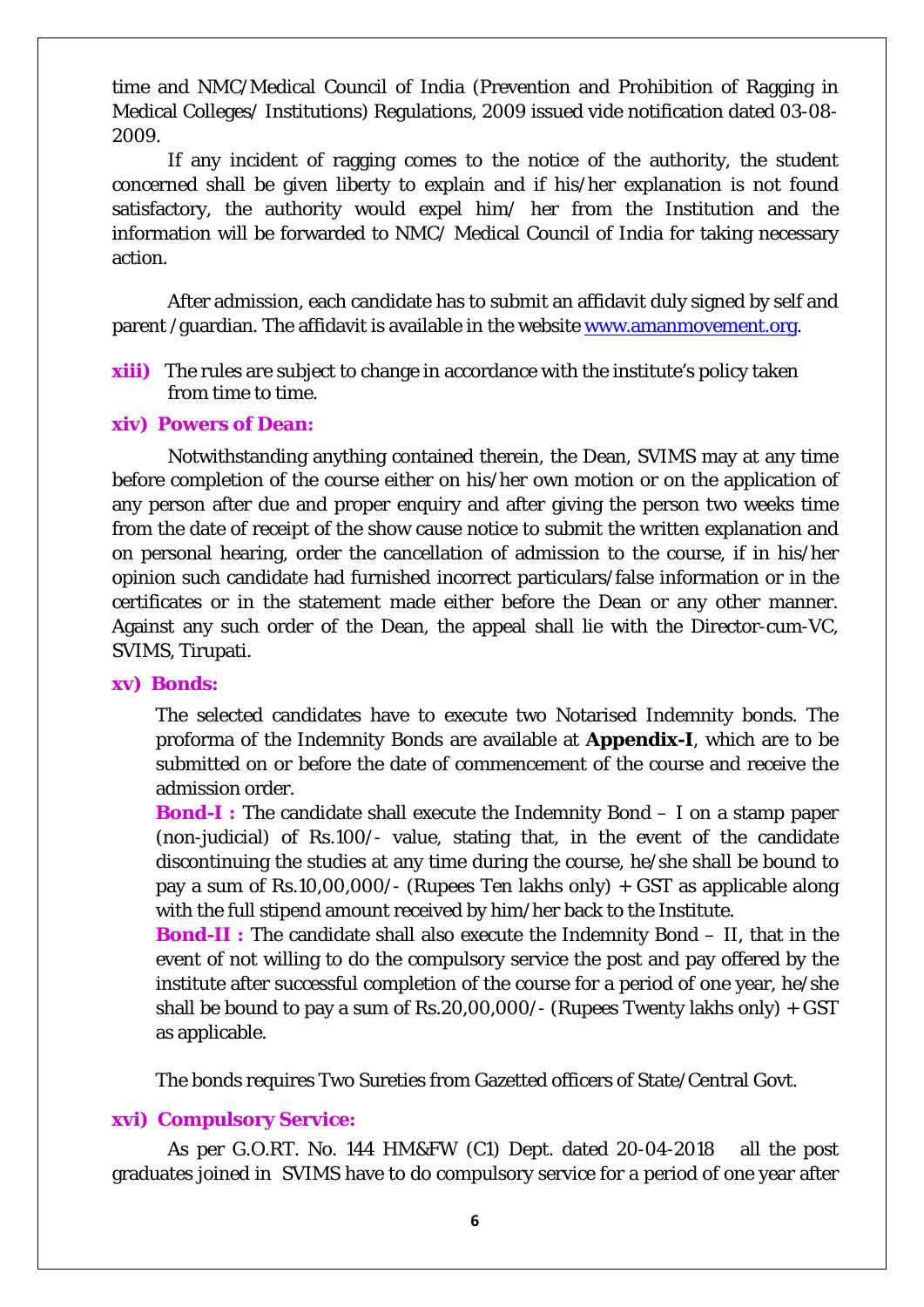time and NMC/Medical Council of India (Prevention and Prohibition of Ragging in Medical Colleges/ Institutions) Regulations, 2009 issued vide notification dated 03-08-2009.

If any incident of ragging comes to the notice of the authority, the student concerned shall be given liberty to explain and if his/her explanation is not found satisfactory, the authority would expel him/ her from the Institution and the information will be forwarded to NMC/ Medical Council of India for taking necessary action.

After admission, each candidate has to submit an affidavit duly signed by self and parent /guardian. The affidavit is available in the website [www.amanmovement.org](www.amanmovement.org).

**xiii)** The rules are subject to change in accordance with the institute's policy taken from time to time.

**xiv) Powers of Dean:**

Notwithstanding anything contained therein, the Dean, SVIMS may at any time before completion of the course either on his/her own motion or on the application of any person after due and proper enquiry and after giving the person two weeks time from the date of receipt of the show cause notice to submit the written explanation and on personal hearing, order the cancellation of admission to the course, if in his/her opinion such candidate had furnished incorrect particulars/false information or in the certificates or in the statement made either before the Dean or any other manner. Against any such order of the Dean, the appeal shall lie with the Director-cum-VC, SVIMS, Tirupati.

**xv) Bonds:**

The selected candidates have to execute two Notarised Indemnity bonds. The proforma of the Indemnity Bonds are available at **Appendix-I**, which are to be submitted on or before the date of commencement of the course and receive the admission order.

**Bond-I :** The candidate shall execute the Indemnity Bond – I on a stamp paper (non-judicial) of Rs.100/- value, stating that, in the event of the candidate discontinuing the studies at any time during the course, he/she shall be bound to pay a sum of Rs.10,00,000/- (Rupees Ten lakhs only) + GST as applicable along with the full stipend amount received by him/her back to the Institute.

**Bond-II :** The candidate shall also execute the Indemnity Bond – II, that in the event of not willing to do the compulsory service the post and pay offered by the institute after successful completion of the course for a period of one year, he/she shall be bound to pay a sum of Rs.20,00,000/- (Rupees Twenty lakhs only) + GST as applicable.

The bonds requires Two Sureties from Gazetted officers of State/Central Govt.

**xvi) Compulsory Service:**

As per G.O.RT. No. 144 HM&FW (C1) Dept. dated 20-04-2018 all the post graduates joined in SVIMS have to do compulsory service for a period of one year after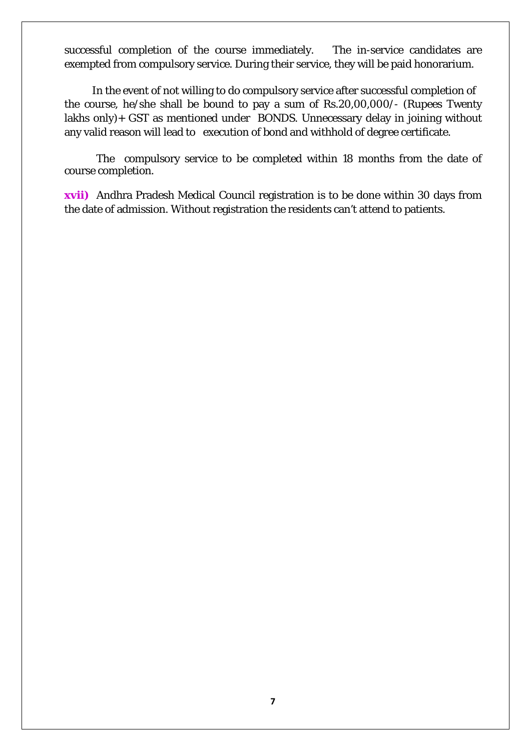successful completion of the course immediately. The in-service candidates are exempted from compulsory service. During their service, they will be paid honorarium.

In the event of not willing to do compulsory service after successful completion of the course, he/she shall be bound to pay a sum of Rs.20,00,000/- (Rupees Twenty lakhs only)+ GST as mentioned under BONDS. Unnecessary delay in joining without any valid reason will lead to execution of bond and withhold of degree certificate.

The compulsory service to be completed within 18 months from the date of course completion.

**xvii)** Andhra Pradesh Medical Council registration is to be done within 30 days from the date of admission. Without registration the residents can't attend to patients.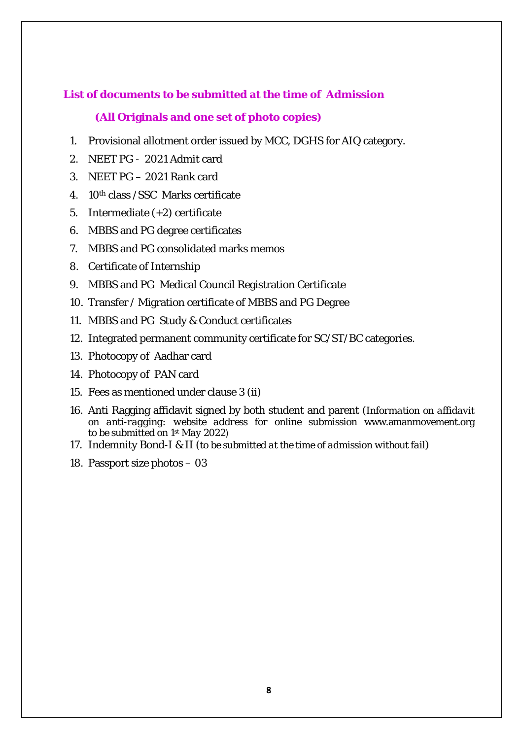## List of documents to be submitted at the time of Admission

### (All Originals and one set of photo copies)

1. Provisional allotment order issued by MCC, DGHS for AIQ category.
2. NEET PG - 2021 Admit card
3. NEET PG – 2021 Rank card
4. 10th class /SSC Marks certificate
5. Intermediate (+2) certificate
6. MBBS and PG degree certificates
7. MBBS and PG consolidated marks memos
8. Certificate of Internship
9. MBBS and PG Medical Council Registration Certificate
10. Transfer / Migration certificate of MBBS and PG Degree
11. MBBS and PG Study & Conduct certificates
12. Integrated permanent community certificate for SC/ST/BC categories.
13. Photocopy of Aadhar card
14. Photocopy of PAN card
15. Fees as mentioned under clause 3 (ii)
16. Anti Ragging affidavit signed by both student and parent (*Information on affidavit on anti-ragging: website address for online submission* www.amanmovement.org to be submitted on 1st May 2022)
17. Indemnity Bond-I & II (*to be submitted at the time of admission without fail*)
18. Passport size photos – 03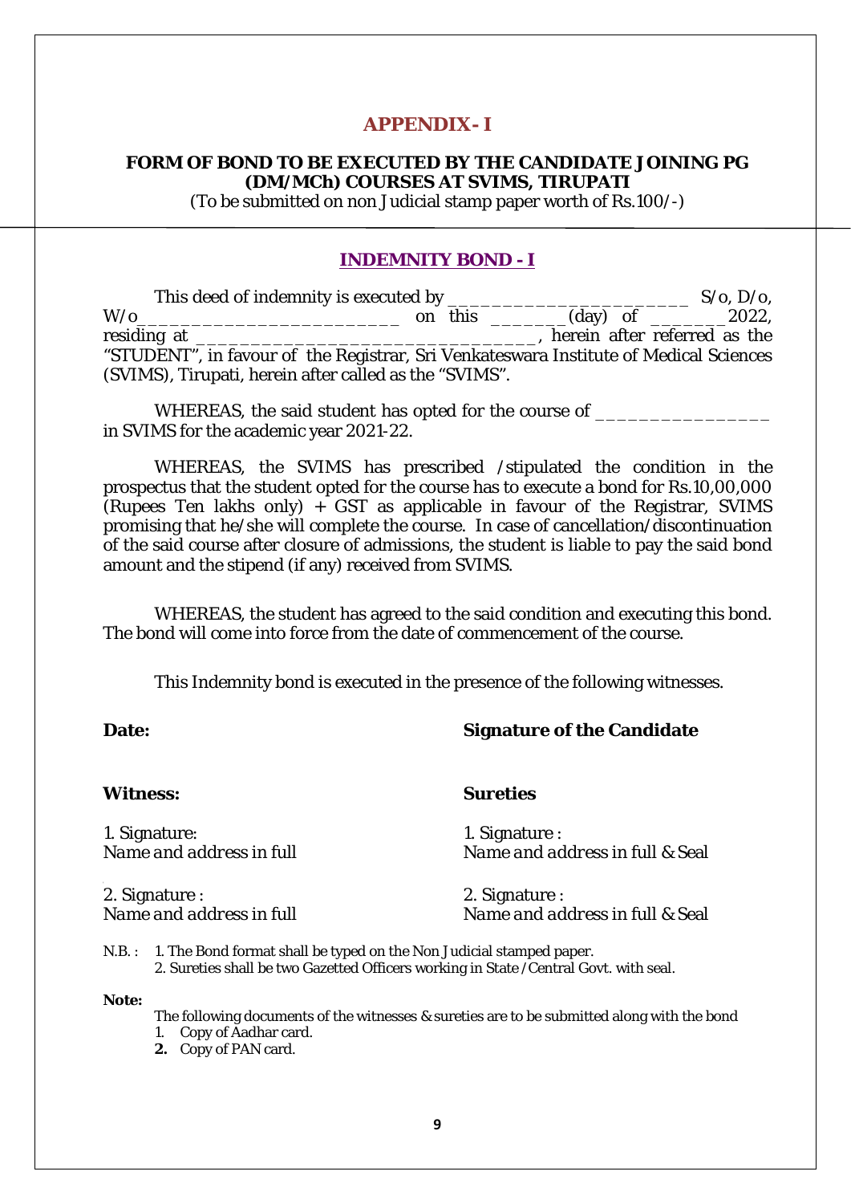# APPENDIX- I

**FORM OF BOND TO BE EXECUTED BY THE CANDIDATE JOINING PG (DM/MCh) COURSES AT SVIMS, TIRUPATI**

(To be submitted on non Judicial stamp paper worth of Rs.100/-)

---

## INDEMNITY BOND - I

This deed of indemnity is executed by _______________________ S/o, D/o, W/o_______________________ on this _______(day) of _______2022, residing at _________________________________, herein after referred as the "STUDENT", in favour of the Registrar, Sri Venkateswara Institute of Medical Sciences (SVIMS), Tirupati, herein after called as the "SVIMS".

WHEREAS, the said student has opted for the course of ________________ in SVIMS for the academic year 2021-22.

WHEREAS, the SVIMS has prescribed /stipulated the condition in the prospectus that the student opted for the course has to execute a bond for Rs.10,00,000 (Rupees Ten lakhs only) + GST as applicable in favour of the Registrar, SVIMS promising that he/she will complete the course. In case of cancellation/discontinuation of the said course after closure of admissions, the student is liable to pay the said bond amount and the stipend (if any) received from SVIMS.

WHEREAS, the student has agreed to the said condition and executing this bond. The bond will come into force from the date of commencement of the course.

This Indemnity bond is executed in the presence of the following witnesses.

**Date:**

**Signature of the Candidate**

**Witness:**

1. Signature:
*Name and address in full*

2. Signature :
*Name and address in full*

**Sureties**

1. Signature :
*Name and address in full & Seal*

2. Signature :
*Name and address in full & Seal*

N.B. : 1. The Bond format shall be typed on the Non Judicial stamped paper.
2. Sureties shall be two Gazetted Officers working in State /Central Govt. with seal.

**Note:**

The following documents of the witnesses & sureties are to be submitted along with the bond

1. Copy of Aadhar card.
2. Copy of PAN card.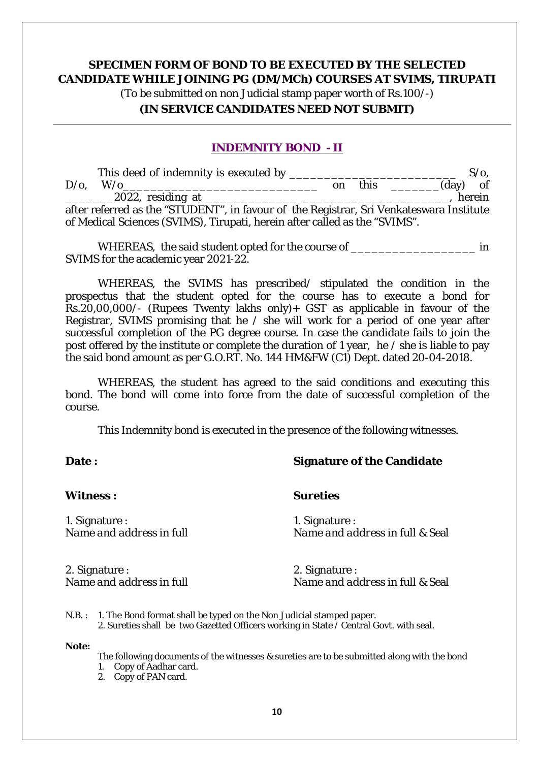**SPECIMEN FORM OF BOND TO BE EXECUTED BY THE SELECTED CANDIDATE WHILE JOINING PG (DM/MCh) COURSES AT SVIMS, TIRUPATI**

(To be submitted on non Judicial stamp paper worth of Rs.100/-)

**(IN SERVICE CANDIDATES NEED NOT SUBMIT)**

---

## INDEMNITY BOND - II

This deed of indemnity is executed by _________________________ S/o, D/o, W/o____________________________ on this _______(day) of _______2022, residing at _____________ ______________________, herein after referred as the "STUDENT", in favour of the Registrar, Sri Venkateswara Institute of Medical Sciences (SVIMS), Tirupati, herein after called as the "SVIMS".

WHEREAS, the said student opted for the course of __________________ in SVIMS for the academic year 2021-22.

WHEREAS, the SVIMS has prescribed/ stipulated the condition in the prospectus that the student opted for the course has to execute a bond for Rs.20,00,000/- (Rupees Twenty lakhs only)+ GST as applicable in favour of the Registrar, SVIMS promising that he / she will work for a period of one year after successful completion of the PG degree course. In case the candidate fails to join the post offered by the institute or complete the duration of 1 year, he / she is liable to pay the said bond amount as per G.O.RT. No. 144 HM&FW (C1) Dept. dated 20-04-2018.

WHEREAS, the student has agreed to the said conditions and executing this bond. The bond will come into force from the date of successful completion of the course.

This Indemnity bond is executed in the presence of the following witnesses.

**Date :**

**Signature of the Candidate**

**Witness :**

1. Signature :
*Name and address in full*

2. Signature :
*Name and address in full*

**Sureties**

1. Signature :
*Name and address in full & Seal*

2. Signature :
*Name and address in full & Seal*

N.B. : 1. The Bond format shall be typed on the Non Judicial stamped paper.
2. Sureties shall be two Gazetted Officers working in State / Central Govt. with seal.

**Note:**

The following documents of the witnesses & sureties are to be submitted along with the bond

1. Copy of Aadhar card.
2. Copy of PAN card.